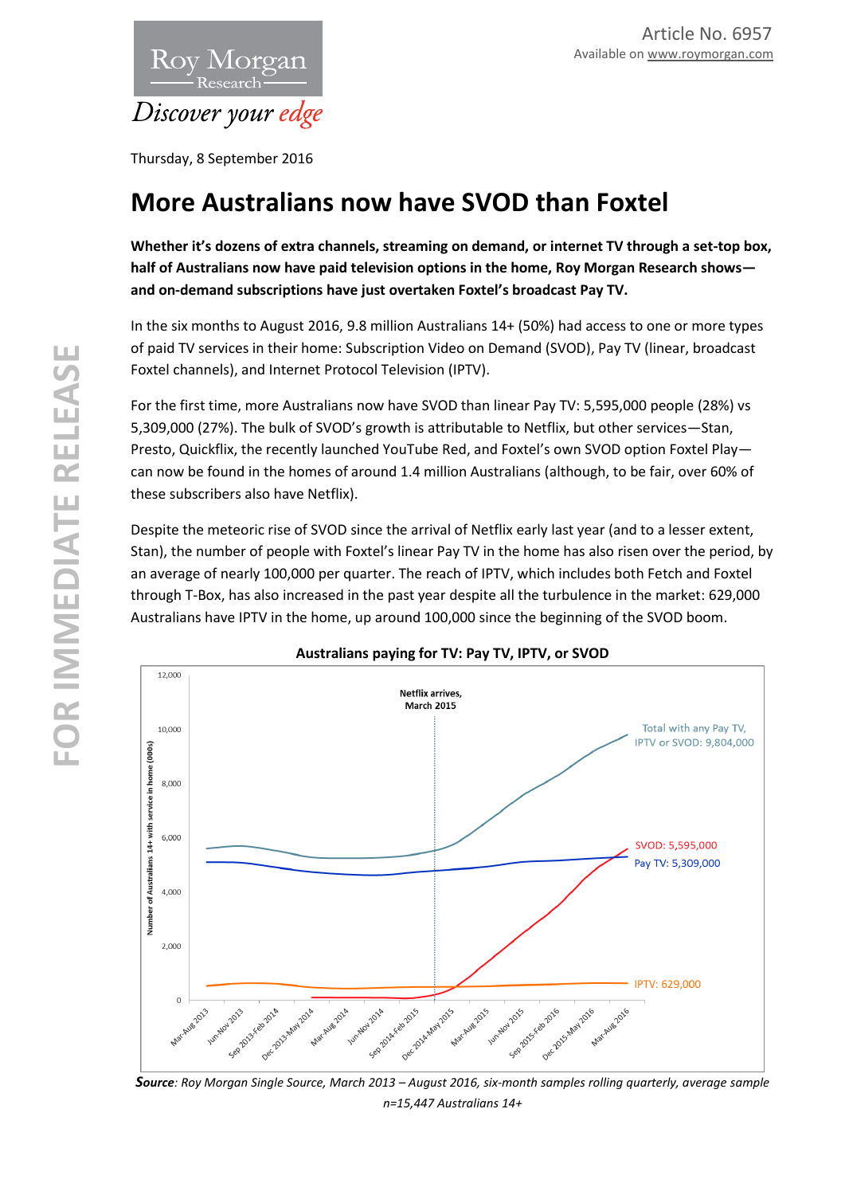Article No. 6957
Available on www.roymorgan.com

Roy Morgan Research

*Discover your edge*

Thursday, 8 September 2016

# More Australians now have SVOD than Foxtel

**Whether it's dozens of extra channels, streaming on demand, or internet TV through a set-top box, half of Australians now have paid television options in the home, Roy Morgan Research shows—and on-demand subscriptions have just overtaken Foxtel's broadcast Pay TV.**

In the six months to August 2016, 9.8 million Australians 14+ (50%) had access to one or more types of paid TV services in their home: Subscription Video on Demand (SVOD), Pay TV (linear, broadcast Foxtel channels), and Internet Protocol Television (IPTV).

For the first time, more Australians now have SVOD than linear Pay TV: 5,595,000 people (28%) vs 5,309,000 (27%). The bulk of SVOD's growth is attributable to Netflix, but other services—Stan, Presto, Quickflix, the recently launched YouTube Red, and Foxtel's own SVOD option Foxtel Play—can now be found in the homes of around 1.4 million Australians (although, to be fair, over 60% of these subscribers also have Netflix).

Despite the meteoric rise of SVOD since the arrival of Netflix early last year (and to a lesser extent, Stan), the number of people with Foxtel's linear Pay TV in the home has also risen over the period, by an average of nearly 100,000 per quarter. The reach of IPTV, which includes both Fetch and Foxtel through T-Box, has also increased in the past year despite all the turbulence in the market: 629,000 Australians have IPTV in the home, up around 100,000 since the beginning of the SVOD boom.

**Australians paying for TV: Pay TV, IPTV, or SVOD**

*Source: Roy Morgan Single Source, March 2013 – August 2016, six-month samples rolling quarterly, average sample n=15,447 Australians 14+*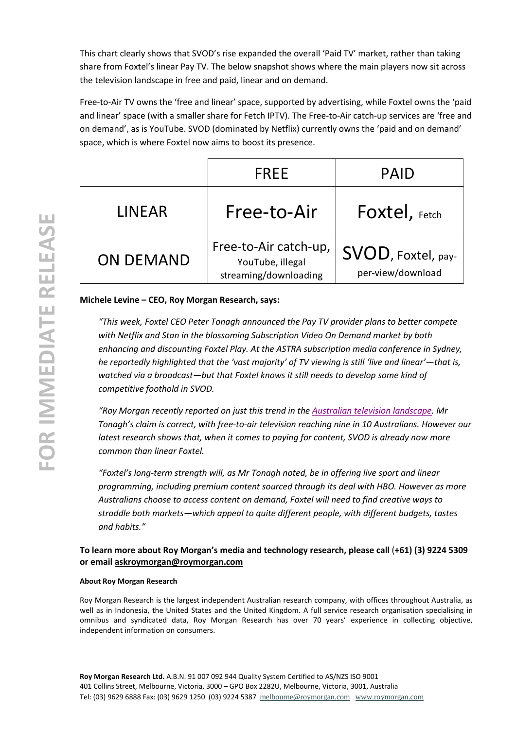This chart clearly shows that SVOD's rise expanded the overall 'Paid TV' market, rather than taking share from Foxtel's linear Pay TV. The below snapshot shows where the main players now sit across the television landscape in free and paid, linear and on demand.

Free-to-Air TV owns the 'free and linear' space, supported by advertising, while Foxtel owns the 'paid and linear' space (with a smaller share for Fetch IPTV). The Free-to-Air catch-up services are 'free and on demand', as is YouTube. SVOD (dominated by Netflix) currently owns the 'paid and on demand' space, which is where Foxtel now aims to boost its presence.

| | FREE | PAID |
|---|---|---|
| LINEAR | Free-to-Air | Foxtel, Fetch |
| ON DEMAND | Free-to-Air catch-up, YouTube, illegal streaming/downloading | SVOD, Foxtel, pay-per-view/download |

**Michele Levine – CEO, Roy Morgan Research, says:**

*"This week, Foxtel CEO Peter Tonagh announced the Pay TV provider plans to better compete with Netflix and Stan in the blossoming Subscription Video On Demand market by both enhancing and discounting Foxtel Play. At the ASTRA subscription media conference in Sydney, he reportedly highlighted that the 'vast majority' of TV viewing is still 'live and linear'—that is, watched via a broadcast—but that Foxtel knows it still needs to develop some kind of competitive foothold in SVOD.*

*"Roy Morgan recently reported on just this trend in the Australian television landscape. Mr Tonagh's claim is correct, with free-to-air television reaching nine in 10 Australians. However our latest research shows that, when it comes to paying for content, SVOD is already now more common than linear Foxtel.*

*"Foxtel's long-term strength will, as Mr Tonagh noted, be in offering live sport and linear programming, including premium content sourced through its deal with HBO. However as more Australians choose to access content on demand, Foxtel will need to find creative ways to straddle both markets—which appeal to quite different people, with different budgets, tastes and habits."*

**To learn more about Roy Morgan's media and technology research, please call (+61) (3) 9224 5309 or email askroymorgan@roymorgan.com**

**About Roy Morgan Research**

Roy Morgan Research is the largest independent Australian research company, with offices throughout Australia, as well as in Indonesia, the United States and the United Kingdom. A full service research organisation specialising in omnibus and syndicated data, Roy Morgan Research has over 70 years' experience in collecting objective, independent information on consumers.